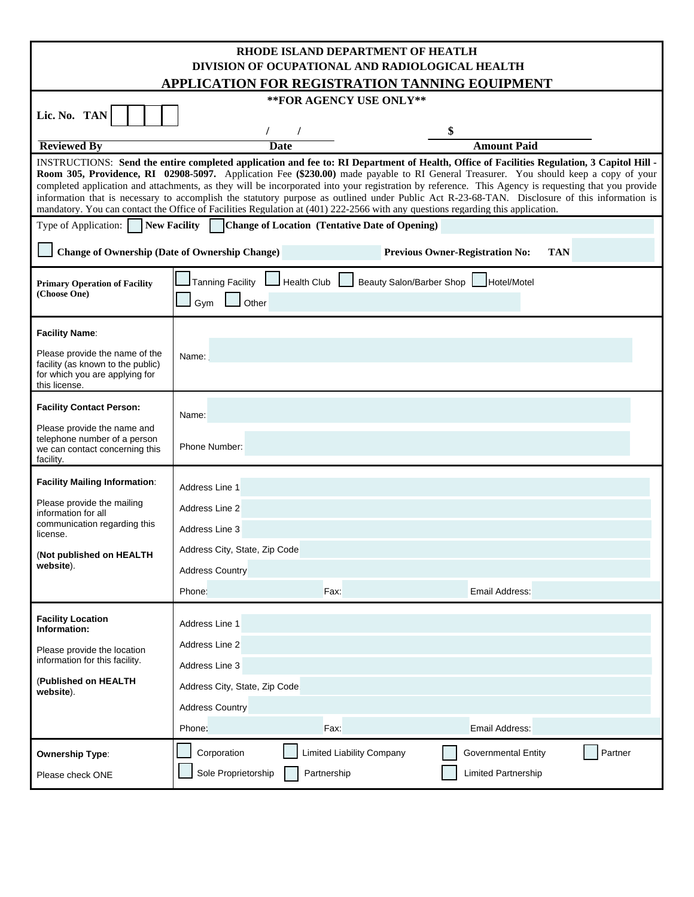# RHODE ISLAND DEPARTMENT OF HEATLH

## DIVISION OF OCUPATIONAL AND RADIOLOGICAL HEALTH

## APPLICATION FOR REGISTRATION TANNING EQUIPMENT

**\*\*FOR AGENCY USE ONLY\*\***

**Lic. No. TAN** ☐☐☐☐

| **Reviewed By** | **Date** | **Amount Paid** |
|---|---|---|
| | / / | $ |

INSTRUCTIONS: **Send the entire completed application and fee to: RI Department of Health, Office of Facilities Regulation, 3 Capitol Hill - Room 305, Providence, RI 02908-5097.** Application Fee **($230.00)** made payable to RI General Treasurer. You should keep a copy of your completed application and attachments, as they will be incorporated into your registration by reference. This Agency is requesting that you provide information that is necessary to accomplish the statutory purpose as outlined under Public Act R-23-68-TAN. Disclosure of this information is mandatory. You can contact the Office of Facilities Regulation at (401) 222-2566 with any questions regarding this application.

Type of Application: ☐ **New Facility** ☐ **Change of Location (Tentative Date of Opening)**

☐ **Change of Ownership (Date of Ownership Change)** **Previous Owner-Registration No: TAN**

| | |
|---|---|
| **Primary Operation of Facility (Choose One)** | ☐ Tanning Facility ☐ Health Club ☐ Beauty Salon/Barber Shop ☐ Hotel/Motel ☐ Gym ☐ Other |
| **Facility Name**:<br>Please provide the name of the facility (as known to the public) for which you are applying for this license. | Name: |
| **Facility Contact Person:**<br>Please provide the name and telephone number of a person we can contact concerning this facility. | Name:<br>Phone Number: |
| **Facility Mailing Information**:<br>Please provide the mailing information for all communication regarding this license.<br>(**Not published on HEALTH website**). | Address Line 1<br>Address Line 2<br>Address Line 3<br>Address City, State, Zip Code<br>Address Country<br>Phone: Fax: Email Address: |
| **Facility Location Information:**<br>Please provide the location information for this facility.<br>(**Published on HEALTH website**). | Address Line 1<br>Address Line 2<br>Address Line 3<br>Address City, State, Zip Code<br>Address Country<br>Phone: Fax: Email Address: |
| **Ownership Type**:<br>Please check ONE | ☐ Corporation ☐ Limited Liability Company ☐ Governmental Entity ☐ Partner<br>☐ Sole Proprietorship ☐ Partnership ☐ Limited Partnership |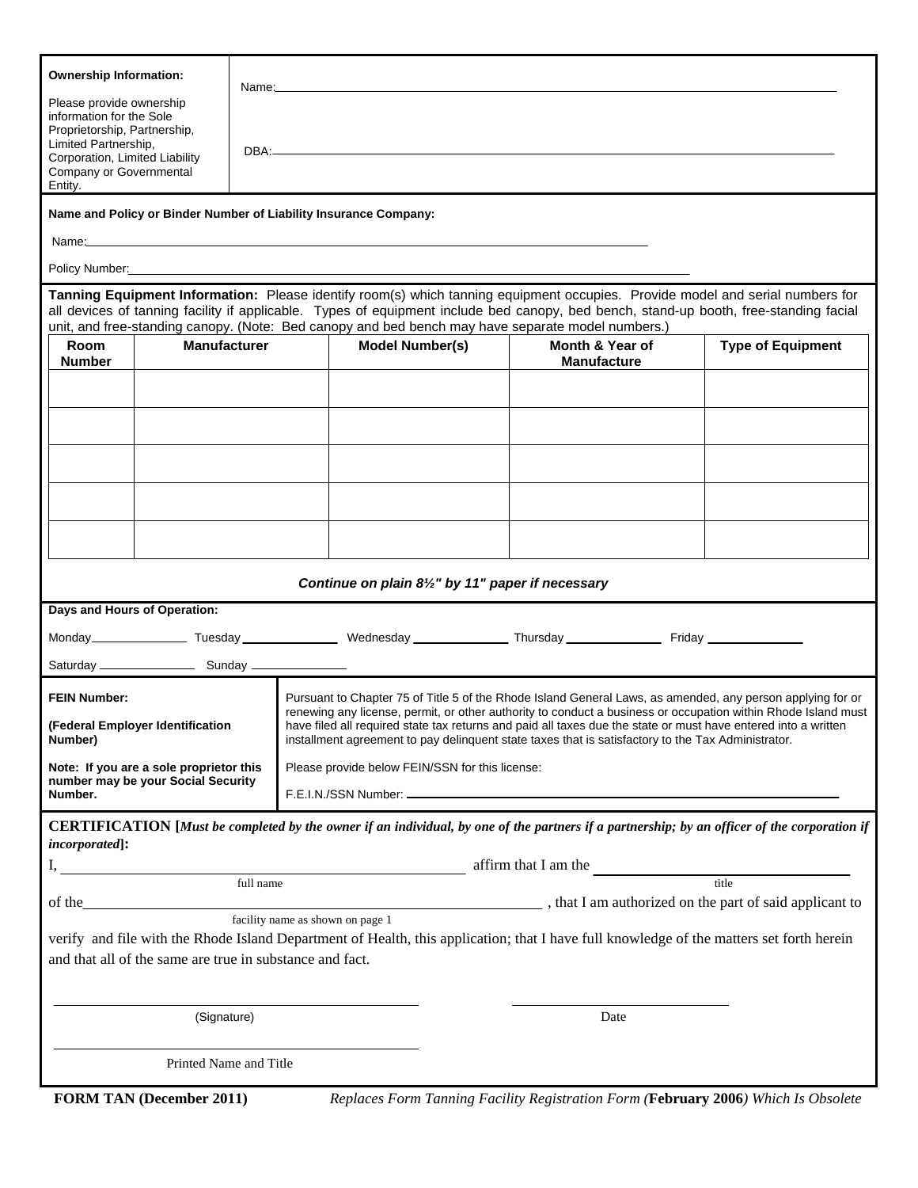**Ownership Information:**

Please provide ownership information for the Sole Proprietorship, Partnership, Limited Partnership, Corporation, Limited Liability Company or Governmental Entity.

Name: \_\_\_\_\_\_\_\_\_\_\_\_\_\_\_\_\_\_\_\_\_\_\_\_\_\_\_\_\_\_\_\_\_\_\_\_\_\_\_\_

DBA: \_\_\_\_\_\_\_\_\_\_\_\_\_\_\_\_\_\_\_\_\_\_\_\_\_\_\_\_\_\_\_\_\_\_\_\_\_\_\_\_

**Name and Policy or Binder Number of Liability Insurance Company:**

Name: \_\_\_\_\_\_\_\_\_\_\_\_\_\_\_\_\_\_\_\_\_\_\_\_\_\_\_\_\_\_\_\_\_\_\_\_\_\_\_\_

Policy Number: \_\_\_\_\_\_\_\_\_\_\_\_\_\_\_\_\_\_\_\_\_\_\_\_\_\_\_\_\_\_\_\_\_\_\_\_\_\_\_\_

**Tanning Equipment Information:** Please identify room(s) which tanning equipment occupies. Provide model and serial numbers for all devices of tanning facility if applicable. Types of equipment include bed canopy, bed bench, stand-up booth, free-standing facial unit, and free-standing canopy. (Note: Bed canopy and bed bench may have separate model numbers.)

| Room Number | Manufacturer | Model Number(s) | Month & Year of Manufacture | Type of Equipment |
|---|---|---|---|---|
| | | | | |
| | | | | |
| | | | | |
| | | | | |
| | | | | |

***Continue on plain 8½" by 11" paper if necessary***

**Days and Hours of Operation:**

Monday \_\_\_\_\_\_\_\_\_\_ Tuesday \_\_\_\_\_\_\_\_\_\_ Wednesday \_\_\_\_\_\_\_\_\_\_ Thursday \_\_\_\_\_\_\_\_\_\_ Friday \_\_\_\_\_\_\_\_\_\_

Saturday \_\_\_\_\_\_\_\_\_\_ Sunday \_\_\_\_\_\_\_\_\_\_

**FEIN Number:**

**(Federal Employer Identification Number)**

**Note: If you are a sole proprietor this number may be your Social Security Number.**

Pursuant to Chapter 75 of Title 5 of the Rhode Island General Laws, as amended, any person applying for or renewing any license, permit, or other authority to conduct a business or occupation within Rhode Island must have filed all required state tax returns and paid all taxes due the state or must have entered into a written installment agreement to pay delinquent state taxes that is satisfactory to the Tax Administrator.

Please provide below FEIN/SSN for this license:

F.E.I.N./SSN Number: \_\_\_\_\_\_\_\_\_\_\_\_\_\_\_\_\_\_\_\_\_\_\_\_\_\_\_\_\_\_\_\_\_\_\_\_\_\_\_\_

**CERTIFICATION [*Must be completed by the owner if an individual, by one of the partners if a partnership; by an officer of the corporation if incorporated*]:**

I, \_\_\_\_\_\_\_\_\_\_\_\_\_\_\_\_\_\_\_\_\_\_\_\_\_\_\_\_\_\_ (full name) affirm that I am the \_\_\_\_\_\_\_\_\_\_\_\_\_\_\_\_\_\_\_\_ (title) of the \_\_\_\_\_\_\_\_\_\_\_\_\_\_\_\_\_\_\_\_\_\_\_\_\_\_\_\_\_\_ (facility name as shown on page 1), that I am authorized on the part of said applicant to verify and file with the Rhode Island Department of Health, this application; that I have full knowledge of the matters set forth herein and that all of the same are true in substance and fact.

\_\_\_\_\_\_\_\_\_\_\_\_\_\_\_\_\_\_\_\_\_\_\_\_\_\_\_\_\_\_
(Signature)

\_\_\_\_\_\_\_\_\_\_\_\_\_\_\_\_\_\_\_\_
Date

\_\_\_\_\_\_\_\_\_\_\_\_\_\_\_\_\_\_\_\_\_\_\_\_\_\_\_\_\_\_
Printed Name and Title

**FORM TAN (December 2011)** *Replaces Form Tanning Facility Registration Form (***February 2006***) Which Is Obsolete*